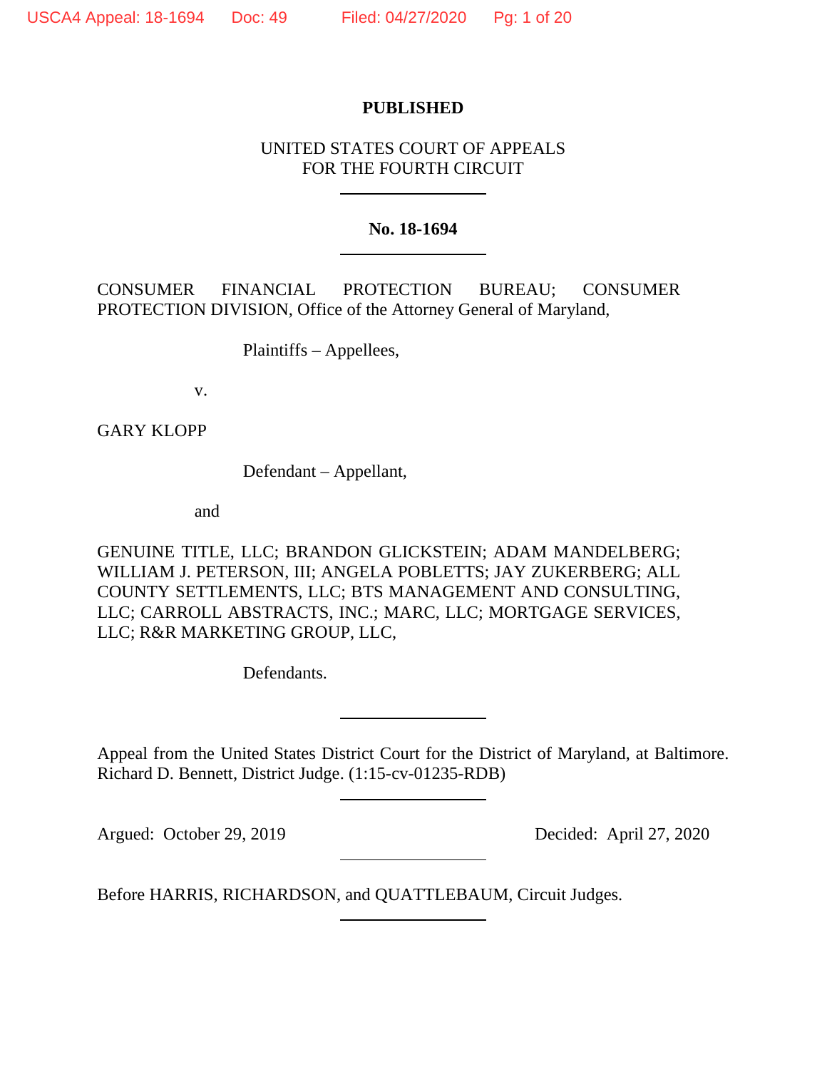**PUBLISHED**

UNITED STATES COURT OF APPEALS
FOR THE FOURTH CIRCUIT

---

**No. 18-1694**

---

CONSUMER FINANCIAL PROTECTION BUREAU; CONSUMER PROTECTION DIVISION, Office of the Attorney General of Maryland,

Plaintiffs – Appellees,

v.

GARY KLOPP

Defendant – Appellant,

and

GENUINE TITLE, LLC; BRANDON GLICKSTEIN; ADAM MANDELBERG; WILLIAM J. PETERSON, III; ANGELA POBLETTS; JAY ZUKERBERG; ALL COUNTY SETTLEMENTS, LLC; BTS MANAGEMENT AND CONSULTING, LLC; CARROLL ABSTRACTS, INC.; MARC, LLC; MORTGAGE SERVICES, LLC; R&R MARKETING GROUP, LLC,

Defendants.

---

Appeal from the United States District Court for the District of Maryland, at Baltimore. Richard D. Bennett, District Judge. (1:15-cv-01235-RDB)

---

Argued: October 29, 2019 Decided: April 27, 2020

---

Before HARRIS, RICHARDSON, and QUATTLEBAUM, Circuit Judges.

---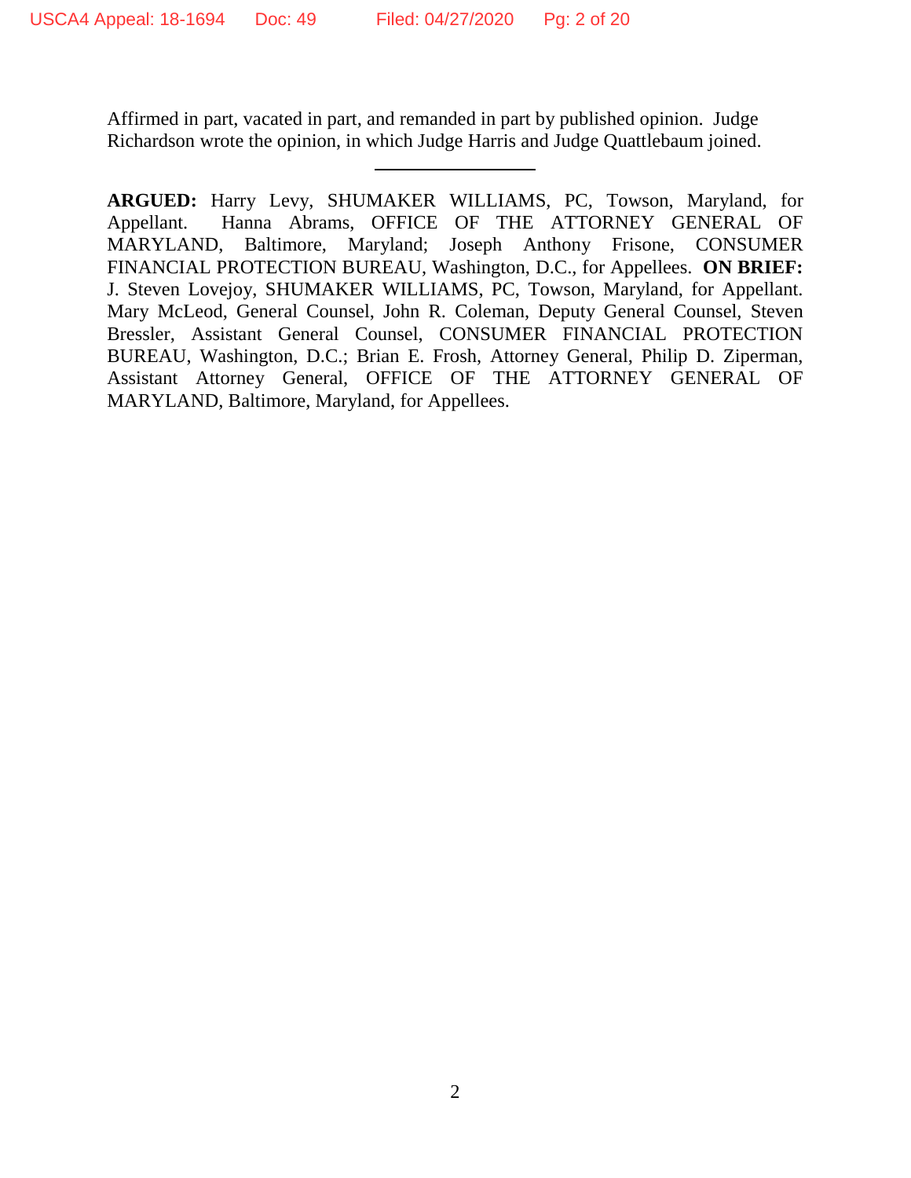Affirmed in part, vacated in part, and remanded in part by published opinion. Judge Richardson wrote the opinion, in which Judge Harris and Judge Quattlebaum joined.

---

**ARGUED:** Harry Levy, SHUMAKER WILLIAMS, PC, Towson, Maryland, for Appellant. Hanna Abrams, OFFICE OF THE ATTORNEY GENERAL OF MARYLAND, Baltimore, Maryland; Joseph Anthony Frisone, CONSUMER FINANCIAL PROTECTION BUREAU, Washington, D.C., for Appellees. **ON BRIEF:** J. Steven Lovejoy, SHUMAKER WILLIAMS, PC, Towson, Maryland, for Appellant. Mary McLeod, General Counsel, John R. Coleman, Deputy General Counsel, Steven Bressler, Assistant General Counsel, CONSUMER FINANCIAL PROTECTION BUREAU, Washington, D.C.; Brian E. Frosh, Attorney General, Philip D. Ziperman, Assistant Attorney General, OFFICE OF THE ATTORNEY GENERAL OF MARYLAND, Baltimore, Maryland, for Appellees.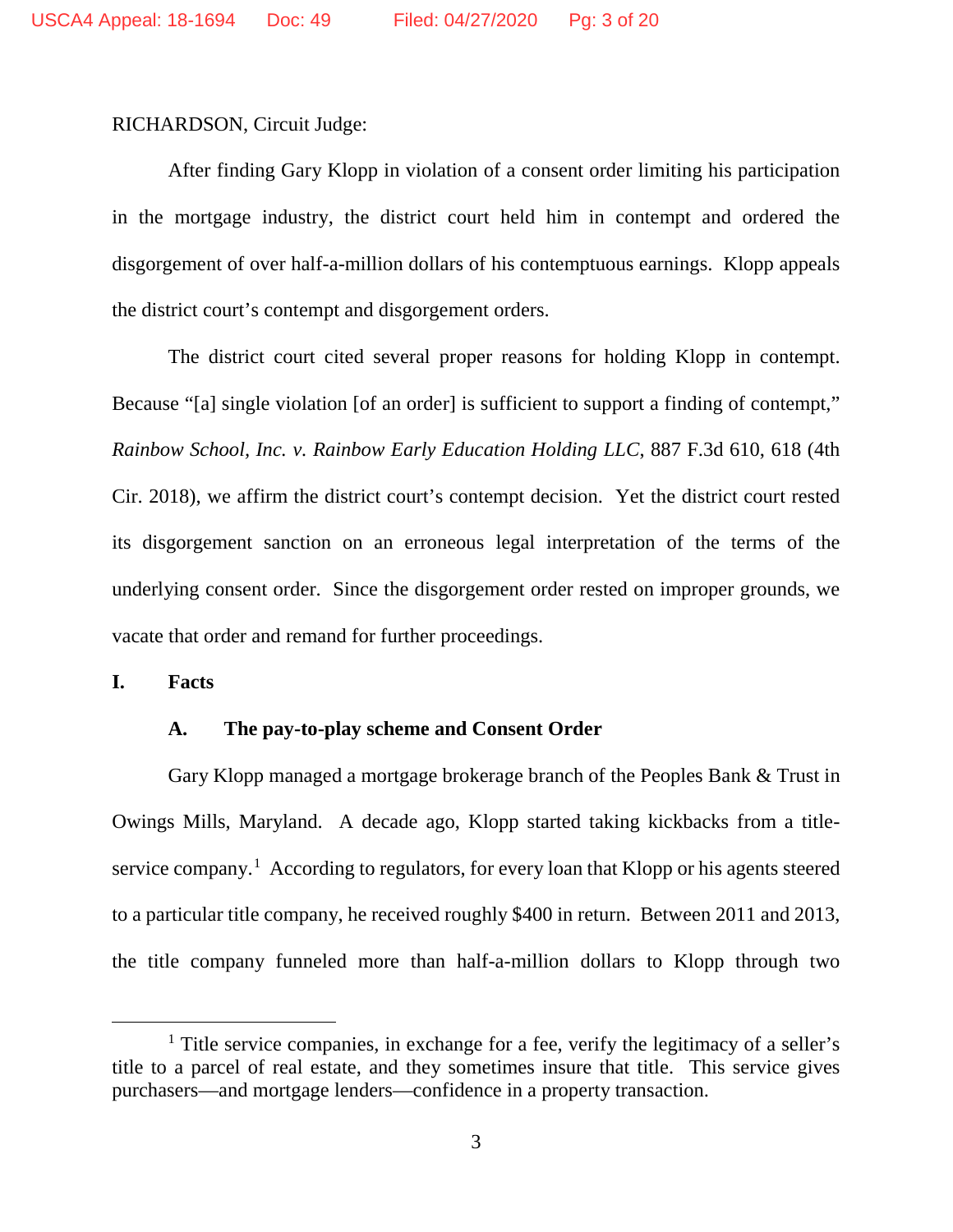RICHARDSON, Circuit Judge:

After finding Gary Klopp in violation of a consent order limiting his participation in the mortgage industry, the district court held him in contempt and ordered the disgorgement of over half-a-million dollars of his contemptuous earnings. Klopp appeals the district court's contempt and disgorgement orders.

The district court cited several proper reasons for holding Klopp in contempt. Because "[a] single violation [of an order] is sufficient to support a finding of contempt," *Rainbow School, Inc. v. Rainbow Early Education Holding LLC*, 887 F.3d 610, 618 (4th Cir. 2018), we affirm the district court's contempt decision. Yet the district court rested its disgorgement sanction on an erroneous legal interpretation of the terms of the underlying consent order. Since the disgorgement order rested on improper grounds, we vacate that order and remand for further proceedings.

## I. Facts

### A. The pay-to-play scheme and Consent Order

Gary Klopp managed a mortgage brokerage branch of the Peoples Bank & Trust in Owings Mills, Maryland. A decade ago, Klopp started taking kickbacks from a title-service company.[1] According to regulators, for every loan that Klopp or his agents steered to a particular title company, he received roughly $400 in return. Between 2011 and 2013, the title company funneled more than half-a-million dollars to Klopp through two

[1] Title service companies, in exchange for a fee, verify the legitimacy of a seller's title to a parcel of real estate, and they sometimes insure that title. This service gives purchasers—and mortgage lenders—confidence in a property transaction.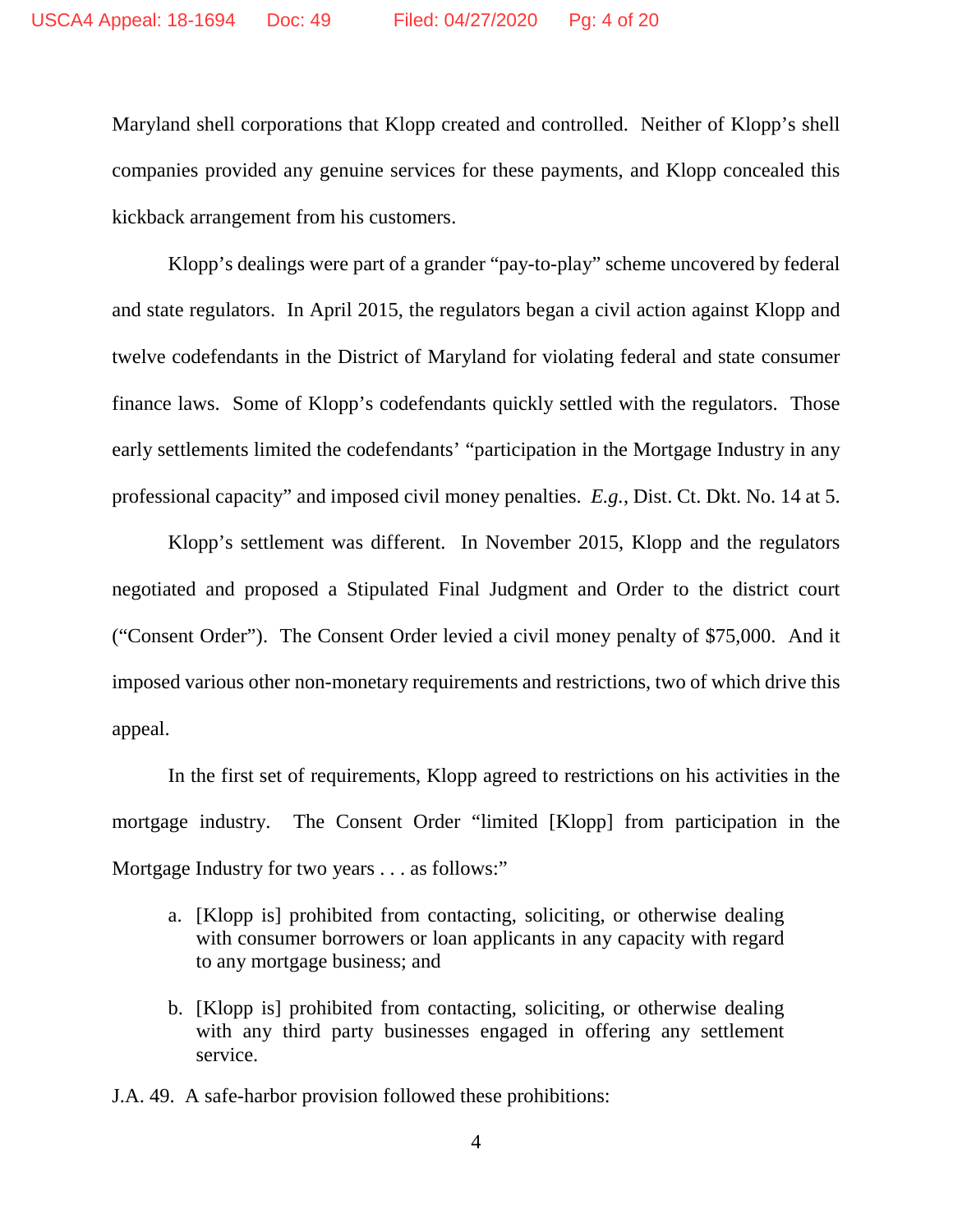Maryland shell corporations that Klopp created and controlled. Neither of Klopp's shell companies provided any genuine services for these payments, and Klopp concealed this kickback arrangement from his customers.

Klopp's dealings were part of a grander "pay-to-play" scheme uncovered by federal and state regulators. In April 2015, the regulators began a civil action against Klopp and twelve codefendants in the District of Maryland for violating federal and state consumer finance laws. Some of Klopp's codefendants quickly settled with the regulators. Those early settlements limited the codefendants' "participation in the Mortgage Industry in any professional capacity" and imposed civil money penalties. *E.g.*, Dist. Ct. Dkt. No. 14 at 5.

Klopp's settlement was different. In November 2015, Klopp and the regulators negotiated and proposed a Stipulated Final Judgment and Order to the district court ("Consent Order"). The Consent Order levied a civil money penalty of $75,000. And it imposed various other non-monetary requirements and restrictions, two of which drive this appeal.

In the first set of requirements, Klopp agreed to restrictions on his activities in the mortgage industry. The Consent Order "limited [Klopp] from participation in the Mortgage Industry for two years . . . as follows:"

> a. [Klopp is] prohibited from contacting, soliciting, or otherwise dealing with consumer borrowers or loan applicants in any capacity with regard to any mortgage business; and
>
> b. [Klopp is] prohibited from contacting, soliciting, or otherwise dealing with any third party businesses engaged in offering any settlement service.

J.A. 49. A safe-harbor provision followed these prohibitions: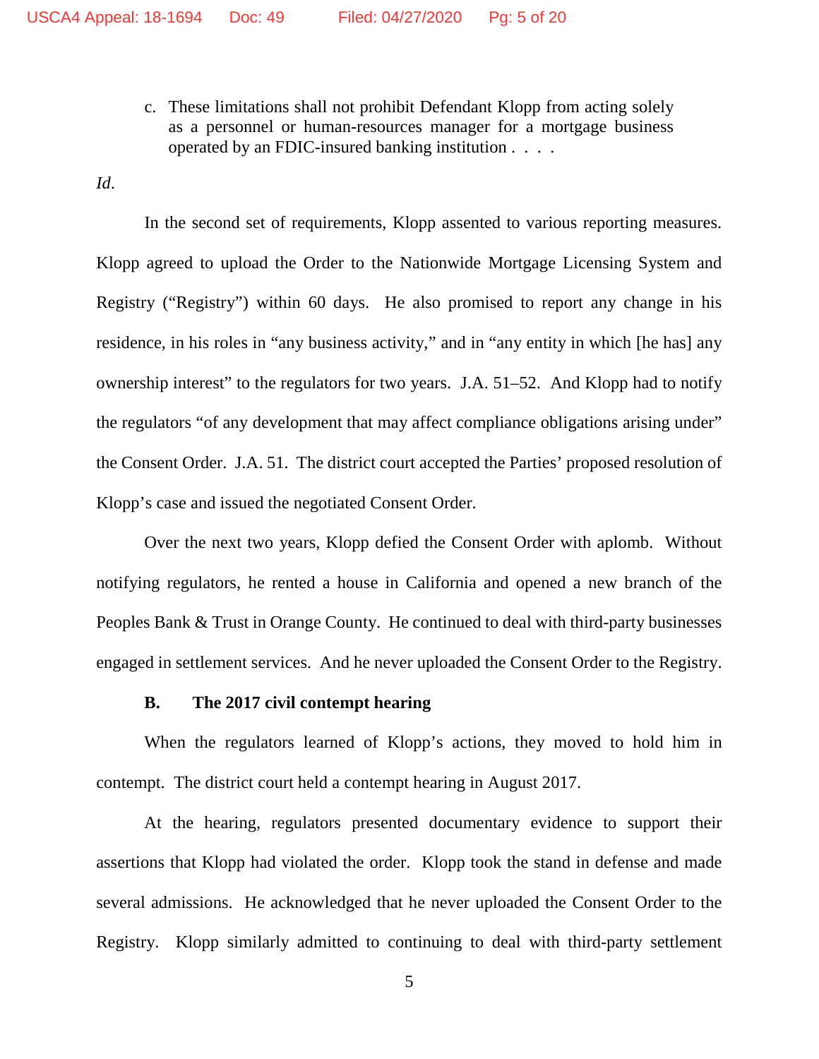c. These limitations shall not prohibit Defendant Klopp from acting solely as a personnel or human-resources manager for a mortgage business operated by an FDIC-insured banking institution . . . .

*Id*.

In the second set of requirements, Klopp assented to various reporting measures. Klopp agreed to upload the Order to the Nationwide Mortgage Licensing System and Registry ("Registry") within 60 days. He also promised to report any change in his residence, in his roles in "any business activity," and in "any entity in which [he has] any ownership interest" to the regulators for two years. J.A. 51–52. And Klopp had to notify the regulators "of any development that may affect compliance obligations arising under" the Consent Order. J.A. 51. The district court accepted the Parties' proposed resolution of Klopp's case and issued the negotiated Consent Order.

Over the next two years, Klopp defied the Consent Order with aplomb. Without notifying regulators, he rented a house in California and opened a new branch of the Peoples Bank & Trust in Orange County. He continued to deal with third-party businesses engaged in settlement services. And he never uploaded the Consent Order to the Registry.

### B. The 2017 civil contempt hearing

When the regulators learned of Klopp's actions, they moved to hold him in contempt. The district court held a contempt hearing in August 2017.

At the hearing, regulators presented documentary evidence to support their assertions that Klopp had violated the order. Klopp took the stand in defense and made several admissions. He acknowledged that he never uploaded the Consent Order to the Registry. Klopp similarly admitted to continuing to deal with third-party settlement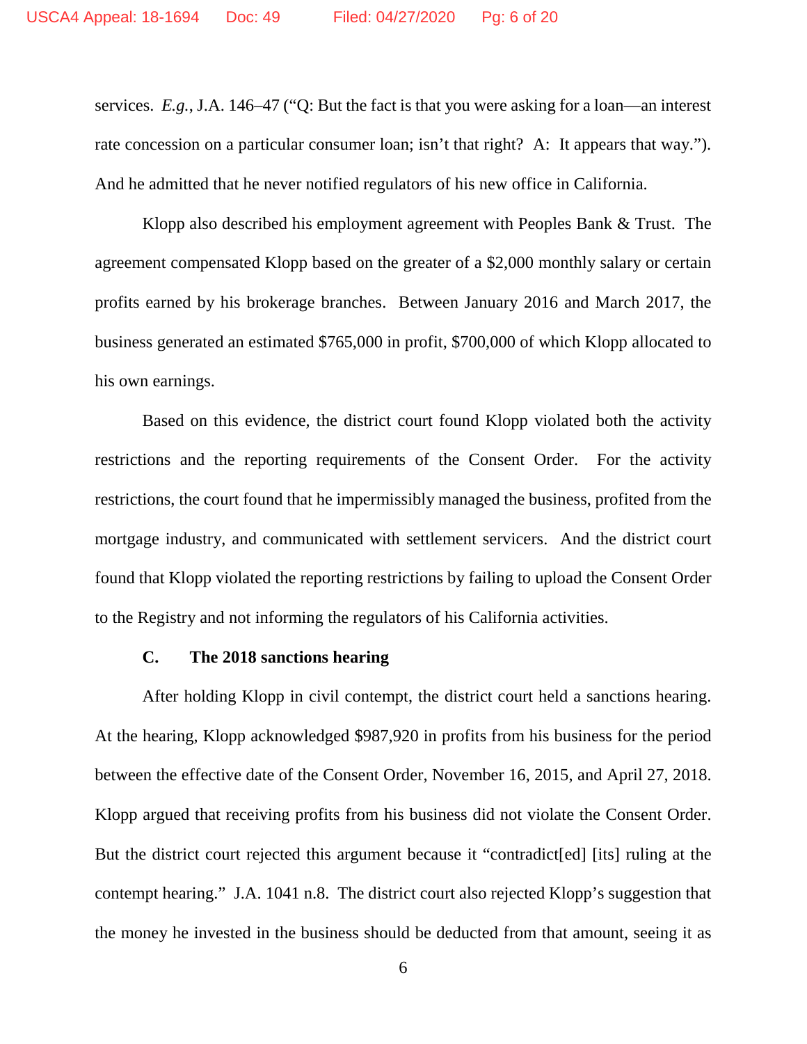services. *E.g.*, J.A. 146–47 ("Q: But the fact is that you were asking for a loan—an interest rate concession on a particular consumer loan; isn't that right? A: It appears that way."). And he admitted that he never notified regulators of his new office in California.

Klopp also described his employment agreement with Peoples Bank & Trust. The agreement compensated Klopp based on the greater of a $2,000 monthly salary or certain profits earned by his brokerage branches. Between January 2016 and March 2017, the business generated an estimated $765,000 in profit, $700,000 of which Klopp allocated to his own earnings.

Based on this evidence, the district court found Klopp violated both the activity restrictions and the reporting requirements of the Consent Order. For the activity restrictions, the court found that he impermissibly managed the business, profited from the mortgage industry, and communicated with settlement servicers. And the district court found that Klopp violated the reporting restrictions by failing to upload the Consent Order to the Registry and not informing the regulators of his California activities.

### C. The 2018 sanctions hearing

After holding Klopp in civil contempt, the district court held a sanctions hearing. At the hearing, Klopp acknowledged $987,920 in profits from his business for the period between the effective date of the Consent Order, November 16, 2015, and April 27, 2018. Klopp argued that receiving profits from his business did not violate the Consent Order. But the district court rejected this argument because it "contradict[ed] [its] ruling at the contempt hearing." J.A. 1041 n.8. The district court also rejected Klopp's suggestion that the money he invested in the business should be deducted from that amount, seeing it as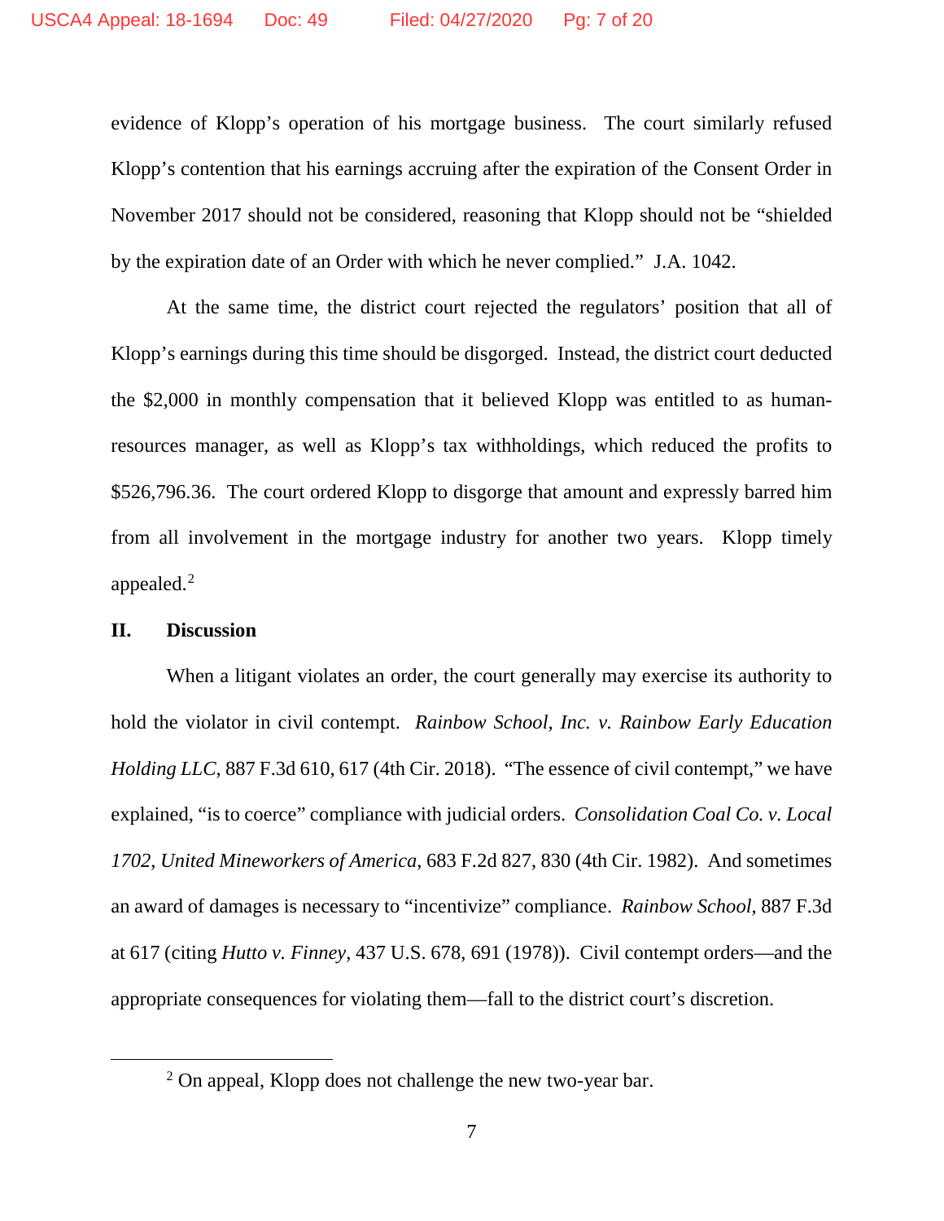evidence of Klopp's operation of his mortgage business. The court similarly refused Klopp's contention that his earnings accruing after the expiration of the Consent Order in November 2017 should not be considered, reasoning that Klopp should not be "shielded by the expiration date of an Order with which he never complied." J.A. 1042.

At the same time, the district court rejected the regulators' position that all of Klopp's earnings during this time should be disgorged. Instead, the district court deducted the $2,000 in monthly compensation that it believed Klopp was entitled to as human-resources manager, as well as Klopp's tax withholdings, which reduced the profits to $526,796.36. The court ordered Klopp to disgorge that amount and expressly barred him from all involvement in the mortgage industry for another two years. Klopp timely appealed.[2]

## II. Discussion

When a litigant violates an order, the court generally may exercise its authority to hold the violator in civil contempt. *Rainbow School, Inc. v. Rainbow Early Education Holding LLC*, 887 F.3d 610, 617 (4th Cir. 2018). "The essence of civil contempt," we have explained, "is to coerce" compliance with judicial orders. *Consolidation Coal Co. v. Local 1702, United Mineworkers of America*, 683 F.2d 827, 830 (4th Cir. 1982). And sometimes an award of damages is necessary to "incentivize" compliance. *Rainbow School*, 887 F.3d at 617 (citing *Hutto v. Finney*, 437 U.S. 678, 691 (1978)). Civil contempt orders—and the appropriate consequences for violating them—fall to the district court's discretion.

[2] On appeal, Klopp does not challenge the new two-year bar.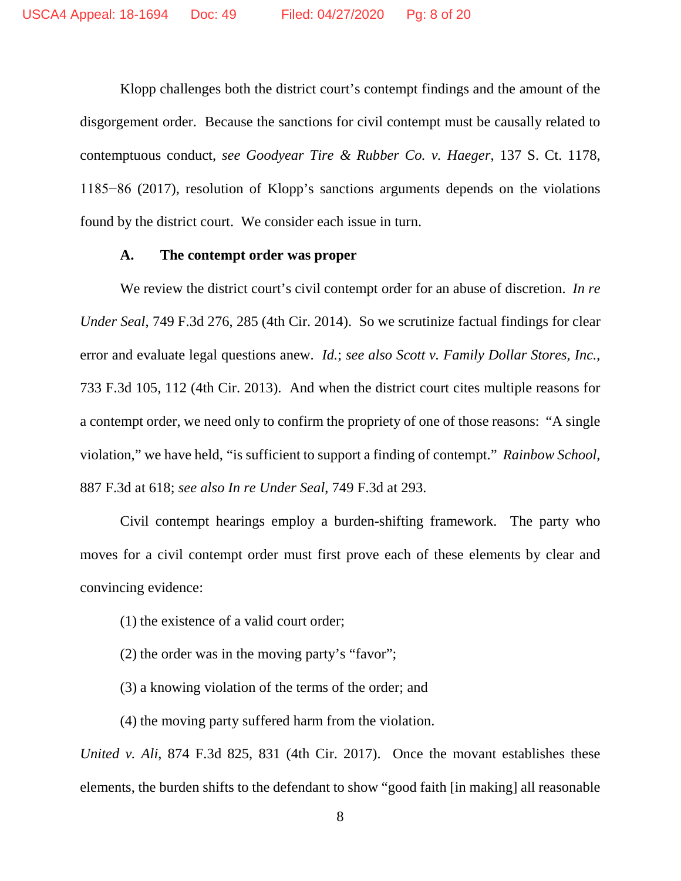Klopp challenges both the district court's contempt findings and the amount of the disgorgement order. Because the sanctions for civil contempt must be causally related to contemptuous conduct, *see Goodyear Tire & Rubber Co. v. Haeger*, 137 S. Ct. 1178, 1185−86 (2017), resolution of Klopp's sanctions arguments depends on the violations found by the district court. We consider each issue in turn.

### A. The contempt order was proper

We review the district court's civil contempt order for an abuse of discretion. *In re Under Seal*, 749 F.3d 276, 285 (4th Cir. 2014). So we scrutinize factual findings for clear error and evaluate legal questions anew. *Id.*; *see also Scott v. Family Dollar Stores, Inc.*, 733 F.3d 105, 112 (4th Cir. 2013). And when the district court cites multiple reasons for a contempt order, we need only to confirm the propriety of one of those reasons: "A single violation," we have held, "is sufficient to support a finding of contempt." *Rainbow School*, 887 F.3d at 618; *see also In re Under Seal*, 749 F.3d at 293.

Civil contempt hearings employ a burden-shifting framework. The party who moves for a civil contempt order must first prove each of these elements by clear and convincing evidence:

(1) the existence of a valid court order;

(2) the order was in the moving party's "favor";

(3) a knowing violation of the terms of the order; and

(4) the moving party suffered harm from the violation.

*United v. Ali*, 874 F.3d 825, 831 (4th Cir. 2017). Once the movant establishes these elements, the burden shifts to the defendant to show "good faith [in making] all reasonable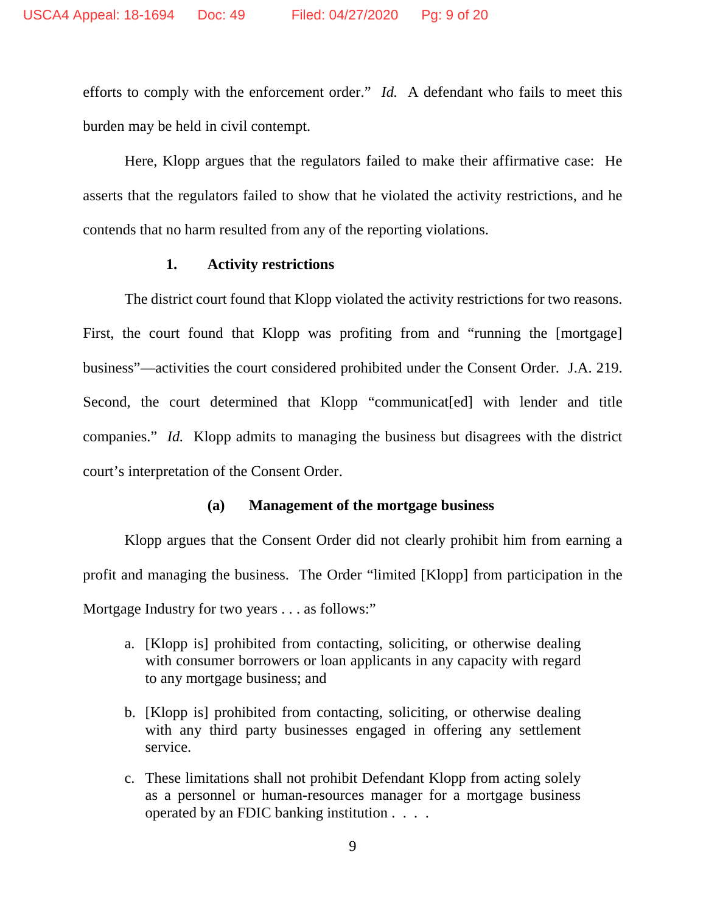efforts to comply with the enforcement order." *Id.* A defendant who fails to meet this burden may be held in civil contempt.

Here, Klopp argues that the regulators failed to make their affirmative case: He asserts that the regulators failed to show that he violated the activity restrictions, and he contends that no harm resulted from any of the reporting violations.

### 1. Activity restrictions

The district court found that Klopp violated the activity restrictions for two reasons. First, the court found that Klopp was profiting from and "running the [mortgage] business"—activities the court considered prohibited under the Consent Order. J.A. 219. Second, the court determined that Klopp "communicat[ed] with lender and title companies." *Id.* Klopp admits to managing the business but disagrees with the district court's interpretation of the Consent Order.

#### (a) Management of the mortgage business

Klopp argues that the Consent Order did not clearly prohibit him from earning a profit and managing the business. The Order "limited [Klopp] from participation in the Mortgage Industry for two years . . . as follows:"

> a. [Klopp is] prohibited from contacting, soliciting, or otherwise dealing with consumer borrowers or loan applicants in any capacity with regard to any mortgage business; and
>
> b. [Klopp is] prohibited from contacting, soliciting, or otherwise dealing with any third party businesses engaged in offering any settlement service.
>
> c. These limitations shall not prohibit Defendant Klopp from acting solely as a personnel or human-resources manager for a mortgage business operated by an FDIC banking institution . . . .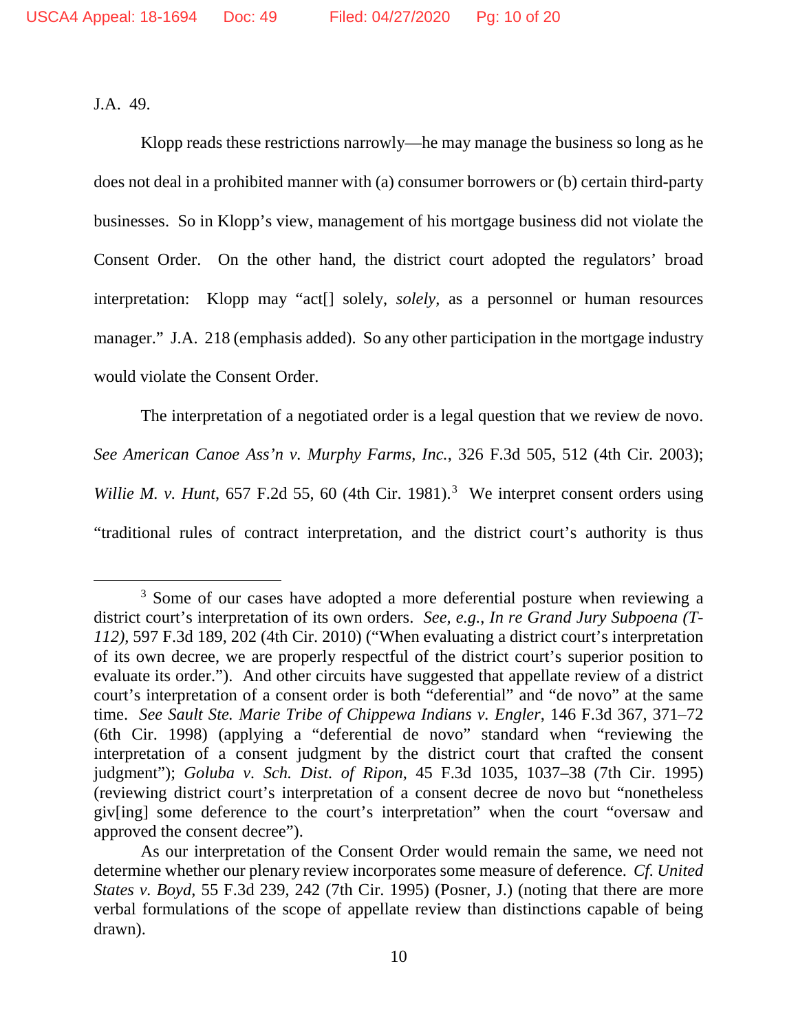J.A. 49.

Klopp reads these restrictions narrowly—he may manage the business so long as he does not deal in a prohibited manner with (a) consumer borrowers or (b) certain third-party businesses. So in Klopp's view, management of his mortgage business did not violate the Consent Order. On the other hand, the district court adopted the regulators' broad interpretation: Klopp may "act[] solely, *solely*, as a personnel or human resources manager." J.A. 218 (emphasis added). So any other participation in the mortgage industry would violate the Consent Order.

The interpretation of a negotiated order is a legal question that we review de novo. *See American Canoe Ass'n v. Murphy Farms, Inc.*, 326 F.3d 505, 512 (4th Cir. 2003); *Willie M. v. Hunt*, 657 F.2d 55, 60 (4th Cir. 1981).[3] We interpret consent orders using "traditional rules of contract interpretation, and the district court's authority is thus

---

[3] Some of our cases have adopted a more deferential posture when reviewing a district court's interpretation of its own orders. *See, e.g.*, *In re Grand Jury Subpoena (T-112)*, 597 F.3d 189, 202 (4th Cir. 2010) ("When evaluating a district court's interpretation of its own decree, we are properly respectful of the district court's superior position to evaluate its order."). And other circuits have suggested that appellate review of a district court's interpretation of a consent order is both "deferential" and "de novo" at the same time. *See Sault Ste. Marie Tribe of Chippewa Indians v. Engler*, 146 F.3d 367, 371–72 (6th Cir. 1998) (applying a "deferential de novo" standard when "reviewing the interpretation of a consent judgment by the district court that crafted the consent judgment"); *Goluba v. Sch. Dist. of Ripon*, 45 F.3d 1035, 1037–38 (7th Cir. 1995) (reviewing district court's interpretation of a consent decree de novo but "nonetheless giv[ing] some deference to the court's interpretation" when the court "oversaw and approved the consent decree").

As our interpretation of the Consent Order would remain the same, we need not determine whether our plenary review incorporates some measure of deference. *Cf. United States v. Boyd*, 55 F.3d 239, 242 (7th Cir. 1995) (Posner, J.) (noting that there are more verbal formulations of the scope of appellate review than distinctions capable of being drawn).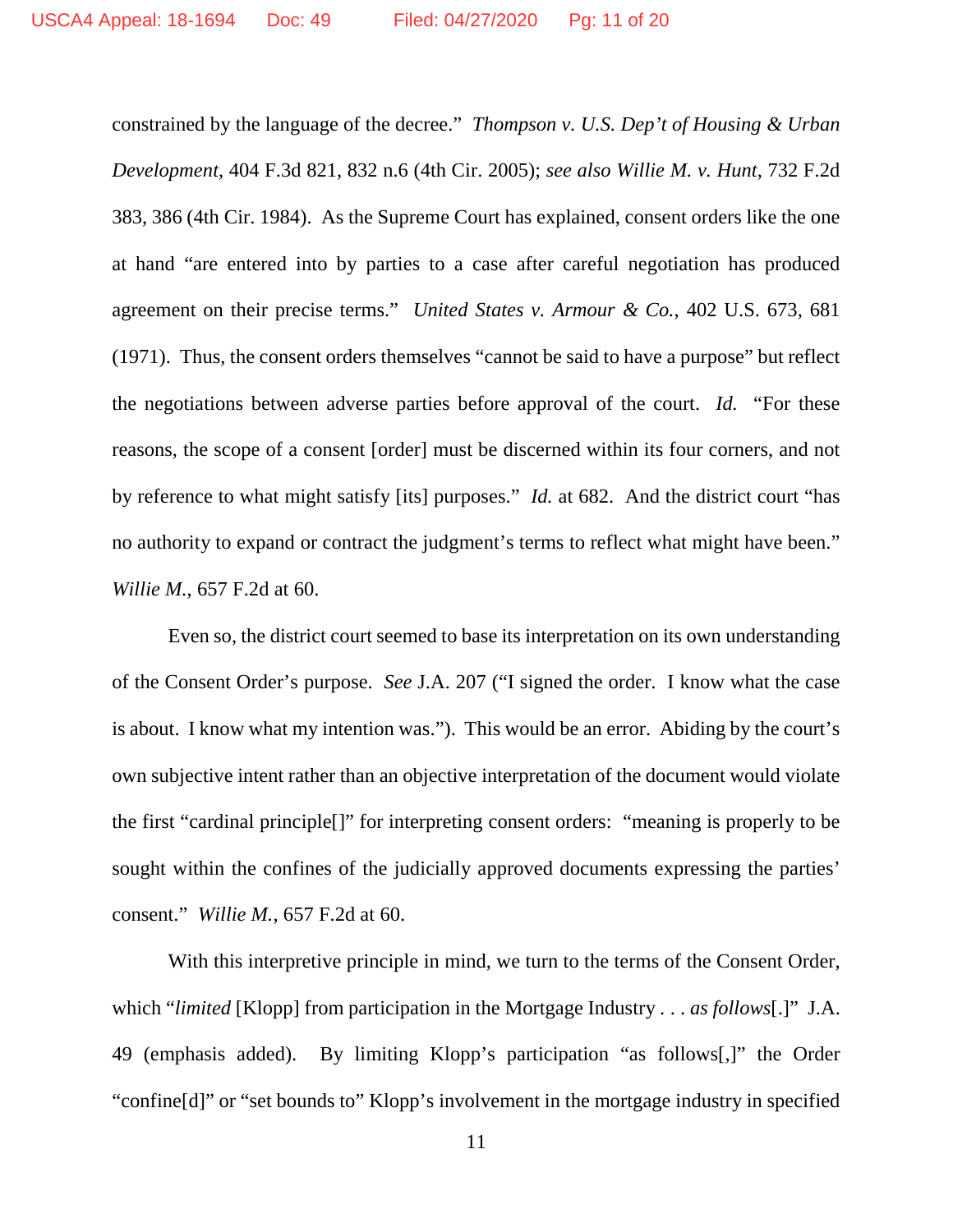constrained by the language of the decree." *Thompson v. U.S. Dep't of Housing & Urban Development*, 404 F.3d 821, 832 n.6 (4th Cir. 2005); *see also Willie M. v. Hunt*, 732 F.2d 383, 386 (4th Cir. 1984). As the Supreme Court has explained, consent orders like the one at hand "are entered into by parties to a case after careful negotiation has produced agreement on their precise terms." *United States v. Armour & Co.*, 402 U.S. 673, 681 (1971). Thus, the consent orders themselves "cannot be said to have a purpose" but reflect the negotiations between adverse parties before approval of the court. *Id.* "For these reasons, the scope of a consent [order] must be discerned within its four corners, and not by reference to what might satisfy [its] purposes." *Id.* at 682. And the district court "has no authority to expand or contract the judgment's terms to reflect what might have been." *Willie M.*, 657 F.2d at 60.

Even so, the district court seemed to base its interpretation on its own understanding of the Consent Order's purpose. *See* J.A. 207 ("I signed the order. I know what the case is about. I know what my intention was."). This would be an error. Abiding by the court's own subjective intent rather than an objective interpretation of the document would violate the first "cardinal principle[]" for interpreting consent orders: "meaning is properly to be sought within the confines of the judicially approved documents expressing the parties' consent." *Willie M.*, 657 F.2d at 60.

With this interpretive principle in mind, we turn to the terms of the Consent Order, which "*limited* [Klopp] from participation in the Mortgage Industry . . . *as follows*[.]" J.A. 49 (emphasis added). By limiting Klopp's participation "as follows[,]" the Order "confine[d]" or "set bounds to" Klopp's involvement in the mortgage industry in specified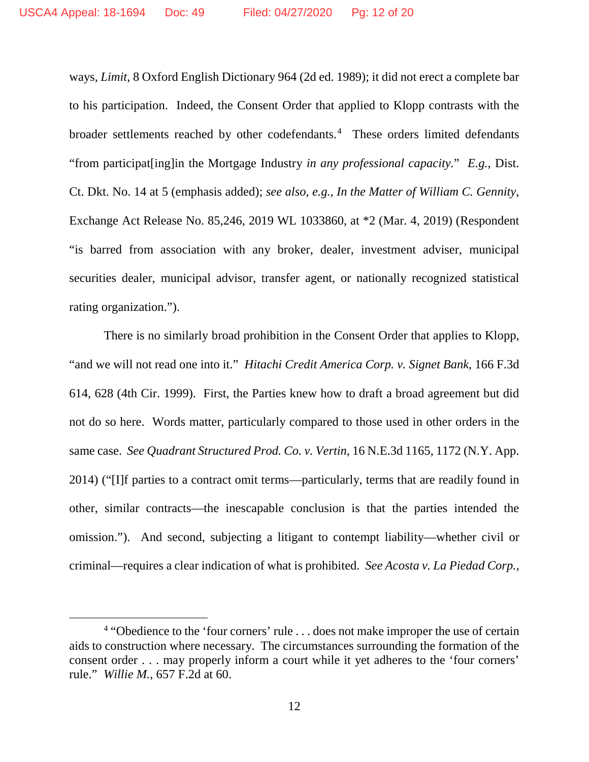ways, *Limit*, 8 Oxford English Dictionary 964 (2d ed. 1989); it did not erect a complete bar to his participation. Indeed, the Consent Order that applied to Klopp contrasts with the broader settlements reached by other codefendants.[4] These orders limited defendants "from participat[ing]in the Mortgage Industry *in any professional capacity*." *E.g.*, Dist. Ct. Dkt. No. 14 at 5 (emphasis added); *see also, e.g.*, *In the Matter of William C. Gennity*, Exchange Act Release No. 85,246, 2019 WL 1033860, at *2 (Mar. 4, 2019) (Respondent "is barred from association with any broker, dealer, investment adviser, municipal securities dealer, municipal advisor, transfer agent, or nationally recognized statistical rating organization.").

There is no similarly broad prohibition in the Consent Order that applies to Klopp, "and we will not read one into it." *Hitachi Credit America Corp. v. Signet Bank*, 166 F.3d 614, 628 (4th Cir. 1999). First, the Parties knew how to draft a broad agreement but did not do so here. Words matter, particularly compared to those used in other orders in the same case. *See Quadrant Structured Prod. Co. v. Vertin*, 16 N.E.3d 1165, 1172 (N.Y. App. 2014) ("[I]f parties to a contract omit terms—particularly, terms that are readily found in other, similar contracts—the inescapable conclusion is that the parties intended the omission."). And second, subjecting a litigant to contempt liability—whether civil or criminal—requires a clear indication of what is prohibited. *See Acosta v. La Piedad Corp.*,

---

[4] "Obedience to the 'four corners' rule . . . does not make improper the use of certain aids to construction where necessary. The circumstances surrounding the formation of the consent order . . . may properly inform a court while it yet adheres to the 'four corners' rule." *Willie M.*, 657 F.2d at 60.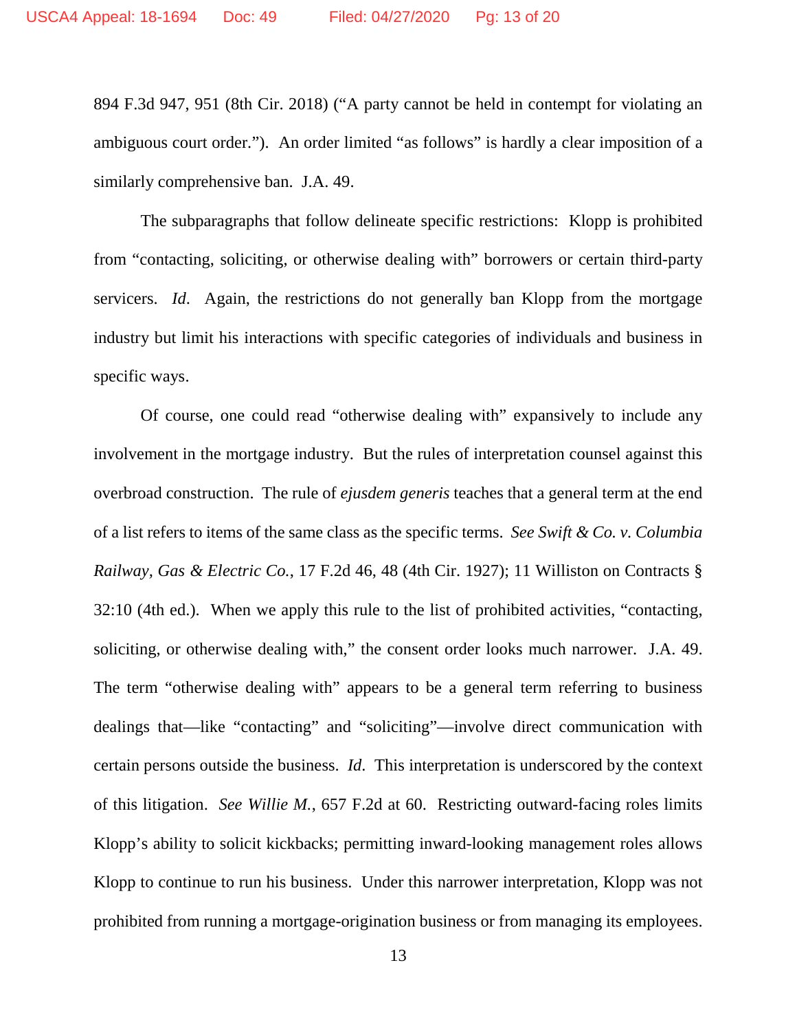894 F.3d 947, 951 (8th Cir. 2018) ("A party cannot be held in contempt for violating an ambiguous court order."). An order limited "as follows" is hardly a clear imposition of a similarly comprehensive ban. J.A. 49.

The subparagraphs that follow delineate specific restrictions: Klopp is prohibited from "contacting, soliciting, or otherwise dealing with" borrowers or certain third-party servicers. *Id*. Again, the restrictions do not generally ban Klopp from the mortgage industry but limit his interactions with specific categories of individuals and business in specific ways.

Of course, one could read "otherwise dealing with" expansively to include any involvement in the mortgage industry. But the rules of interpretation counsel against this overbroad construction. The rule of *ejusdem generis* teaches that a general term at the end of a list refers to items of the same class as the specific terms. *See Swift & Co. v. Columbia Railway, Gas & Electric Co.*, 17 F.2d 46, 48 (4th Cir. 1927); 11 Williston on Contracts § 32:10 (4th ed.). When we apply this rule to the list of prohibited activities, "contacting, soliciting, or otherwise dealing with," the consent order looks much narrower. J.A. 49. The term "otherwise dealing with" appears to be a general term referring to business dealings that—like "contacting" and "soliciting"—involve direct communication with certain persons outside the business. *Id*. This interpretation is underscored by the context of this litigation. *See Willie M.*, 657 F.2d at 60. Restricting outward-facing roles limits Klopp's ability to solicit kickbacks; permitting inward-looking management roles allows Klopp to continue to run his business. Under this narrower interpretation, Klopp was not prohibited from running a mortgage-origination business or from managing its employees.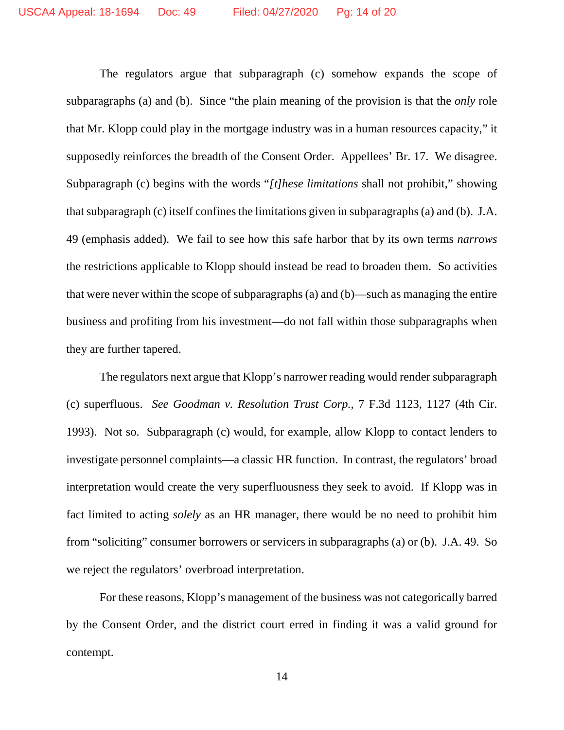The regulators argue that subparagraph (c) somehow expands the scope of subparagraphs (a) and (b). Since "the plain meaning of the provision is that the *only* role that Mr. Klopp could play in the mortgage industry was in a human resources capacity," it supposedly reinforces the breadth of the Consent Order. Appellees' Br. 17. We disagree. Subparagraph (c) begins with the words "*[t]hese limitations* shall not prohibit," showing that subparagraph (c) itself confines the limitations given in subparagraphs (a) and (b). J.A. 49 (emphasis added). We fail to see how this safe harbor that by its own terms *narrows* the restrictions applicable to Klopp should instead be read to broaden them. So activities that were never within the scope of subparagraphs (a) and (b)—such as managing the entire business and profiting from his investment—do not fall within those subparagraphs when they are further tapered.

The regulators next argue that Klopp's narrower reading would render subparagraph (c) superfluous. *See Goodman v. Resolution Trust Corp.*, 7 F.3d 1123, 1127 (4th Cir. 1993). Not so. Subparagraph (c) would, for example, allow Klopp to contact lenders to investigate personnel complaints—a classic HR function. In contrast, the regulators' broad interpretation would create the very superfluousness they seek to avoid. If Klopp was in fact limited to acting *solely* as an HR manager, there would be no need to prohibit him from "soliciting" consumer borrowers or servicers in subparagraphs (a) or (b). J.A. 49. So we reject the regulators' overbroad interpretation.

For these reasons, Klopp's management of the business was not categorically barred by the Consent Order, and the district court erred in finding it was a valid ground for contempt.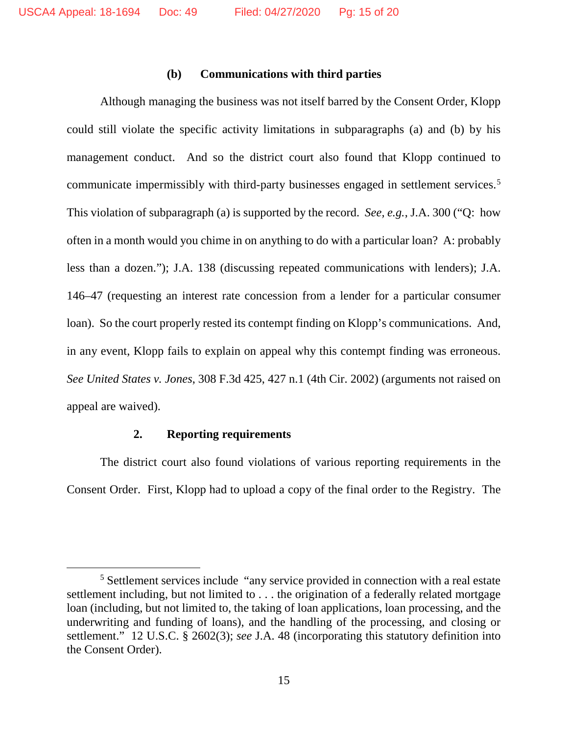#### (b) Communications with third parties

Although managing the business was not itself barred by the Consent Order, Klopp could still violate the specific activity limitations in subparagraphs (a) and (b) by his management conduct. And so the district court also found that Klopp continued to communicate impermissibly with third-party businesses engaged in settlement services.[5] This violation of subparagraph (a) is supported by the record. *See, e.g.*, J.A. 300 ("Q: how often in a month would you chime in on anything to do with a particular loan? A: probably less than a dozen."); J.A. 138 (discussing repeated communications with lenders); J.A. 146–47 (requesting an interest rate concession from a lender for a particular consumer loan). So the court properly rested its contempt finding on Klopp's communications. And, in any event, Klopp fails to explain on appeal why this contempt finding was erroneous. *See United States v. Jones*, 308 F.3d 425, 427 n.1 (4th Cir. 2002) (arguments not raised on appeal are waived).

### 2. Reporting requirements

The district court also found violations of various reporting requirements in the Consent Order. First, Klopp had to upload a copy of the final order to the Registry. The

---

[5] Settlement services include "any service provided in connection with a real estate settlement including, but not limited to . . . the origination of a federally related mortgage loan (including, but not limited to, the taking of loan applications, loan processing, and the underwriting and funding of loans), and the handling of the processing, and closing or settlement." 12 U.S.C. § 2602(3); *see* J.A. 48 (incorporating this statutory definition into the Consent Order).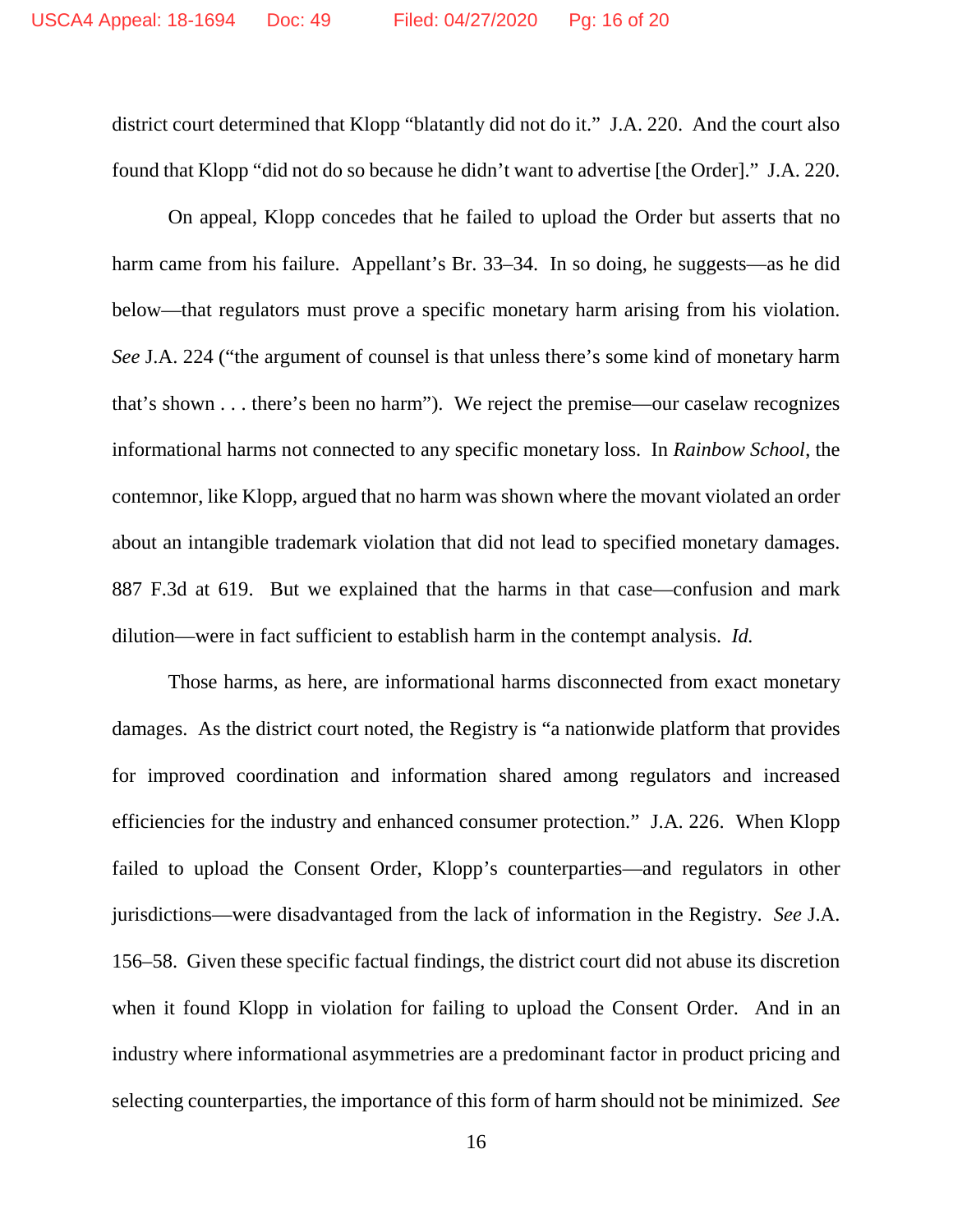district court determined that Klopp "blatantly did not do it." J.A. 220. And the court also found that Klopp "did not do so because he didn't want to advertise [the Order]." J.A. 220.

On appeal, Klopp concedes that he failed to upload the Order but asserts that no harm came from his failure. Appellant's Br. 33–34. In so doing, he suggests—as he did below—that regulators must prove a specific monetary harm arising from his violation. *See* J.A. 224 ("the argument of counsel is that unless there's some kind of monetary harm that's shown . . . there's been no harm"). We reject the premise—our caselaw recognizes informational harms not connected to any specific monetary loss. In *Rainbow School*, the contemnor, like Klopp, argued that no harm was shown where the movant violated an order about an intangible trademark violation that did not lead to specified monetary damages. 887 F.3d at 619. But we explained that the harms in that case—confusion and mark dilution—were in fact sufficient to establish harm in the contempt analysis. *Id.*

Those harms, as here, are informational harms disconnected from exact monetary damages. As the district court noted, the Registry is "a nationwide platform that provides for improved coordination and information shared among regulators and increased efficiencies for the industry and enhanced consumer protection." J.A. 226. When Klopp failed to upload the Consent Order, Klopp's counterparties—and regulators in other jurisdictions—were disadvantaged from the lack of information in the Registry. *See* J.A. 156–58. Given these specific factual findings, the district court did not abuse its discretion when it found Klopp in violation for failing to upload the Consent Order. And in an industry where informational asymmetries are a predominant factor in product pricing and selecting counterparties, the importance of this form of harm should not be minimized. *See*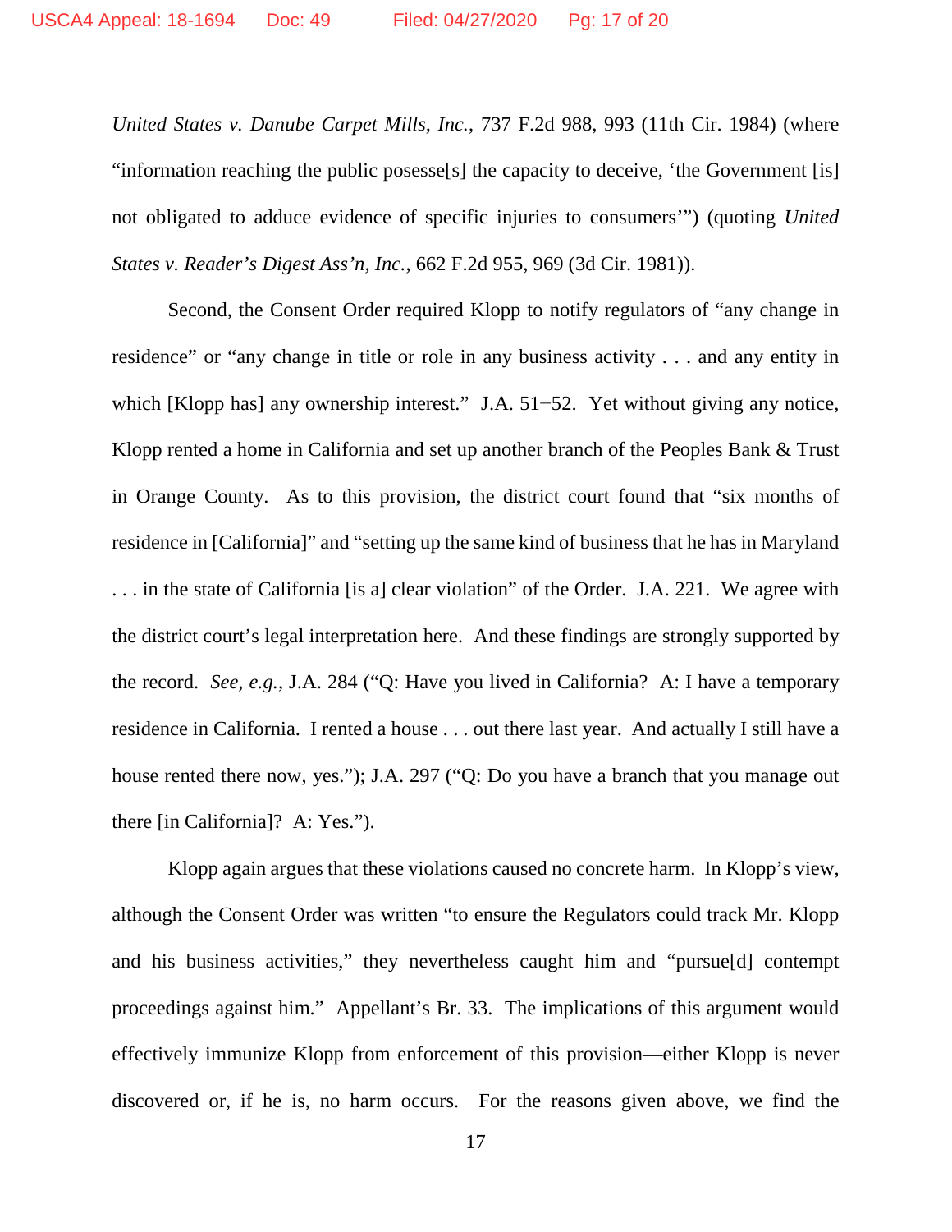*United States v. Danube Carpet Mills, Inc.*, 737 F.2d 988, 993 (11th Cir. 1984) (where "information reaching the public posesse[s] the capacity to deceive, 'the Government [is] not obligated to adduce evidence of specific injuries to consumers'") (quoting *United States v. Reader's Digest Ass'n, Inc.*, 662 F.2d 955, 969 (3d Cir. 1981)).

Second, the Consent Order required Klopp to notify regulators of "any change in residence" or "any change in title or role in any business activity . . . and any entity in which [Klopp has] any ownership interest." J.A. 51−52. Yet without giving any notice, Klopp rented a home in California and set up another branch of the Peoples Bank & Trust in Orange County. As to this provision, the district court found that "six months of residence in [California]" and "setting up the same kind of business that he has in Maryland . . . in the state of California [is a] clear violation" of the Order. J.A. 221. We agree with the district court's legal interpretation here. And these findings are strongly supported by the record. *See, e.g.*, J.A. 284 ("Q: Have you lived in California? A: I have a temporary residence in California. I rented a house . . . out there last year. And actually I still have a house rented there now, yes."); J.A. 297 ("Q: Do you have a branch that you manage out there [in California]? A: Yes.").

Klopp again argues that these violations caused no concrete harm. In Klopp's view, although the Consent Order was written "to ensure the Regulators could track Mr. Klopp and his business activities," they nevertheless caught him and "pursue[d] contempt proceedings against him." Appellant's Br. 33. The implications of this argument would effectively immunize Klopp from enforcement of this provision—either Klopp is never discovered or, if he is, no harm occurs. For the reasons given above, we find the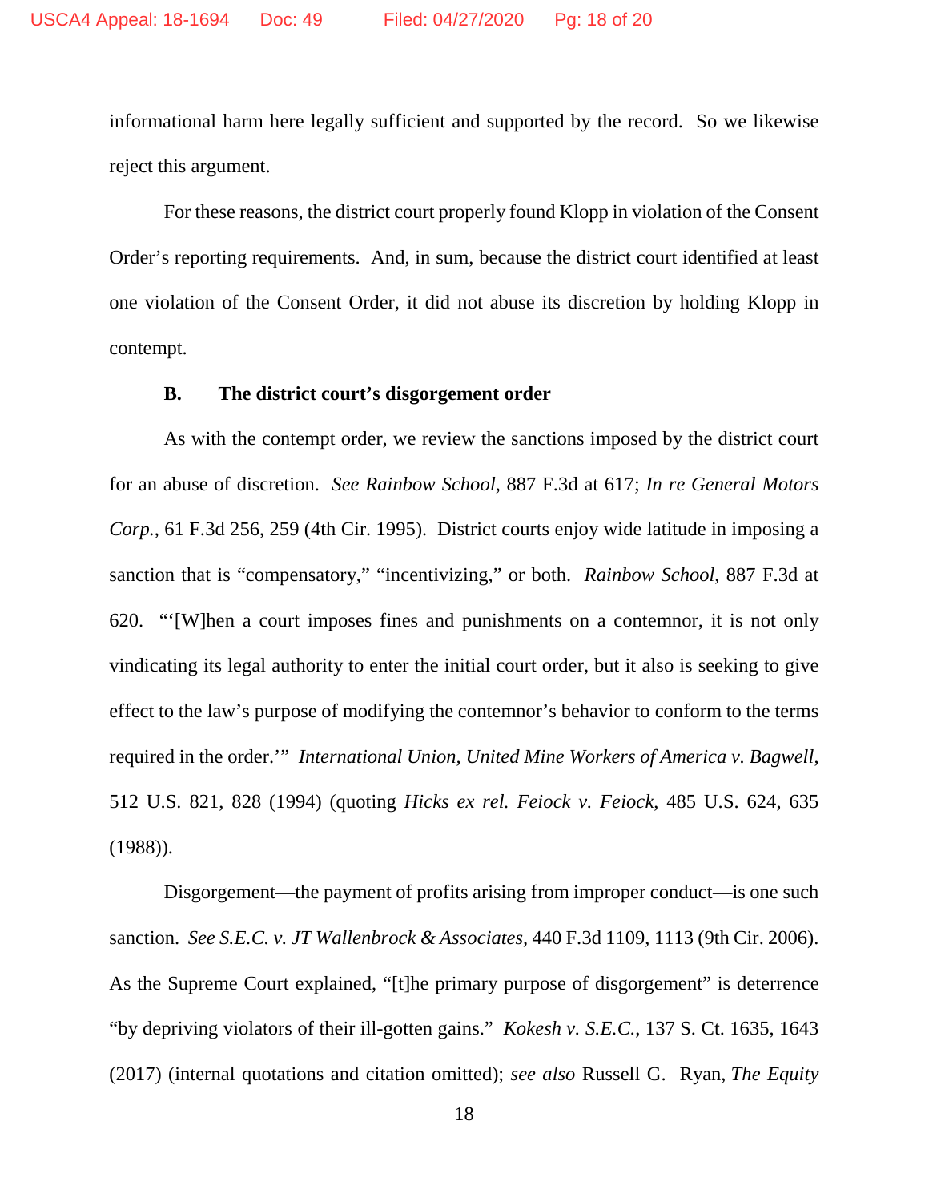informational harm here legally sufficient and supported by the record. So we likewise reject this argument.

For these reasons, the district court properly found Klopp in violation of the Consent Order's reporting requirements. And, in sum, because the district court identified at least one violation of the Consent Order, it did not abuse its discretion by holding Klopp in contempt.

### B. The district court's disgorgement order

As with the contempt order, we review the sanctions imposed by the district court for an abuse of discretion. *See Rainbow School*, 887 F.3d at 617; *In re General Motors Corp.*, 61 F.3d 256, 259 (4th Cir. 1995). District courts enjoy wide latitude in imposing a sanction that is "compensatory," "incentivizing," or both. *Rainbow School*, 887 F.3d at 620. "'[W]hen a court imposes fines and punishments on a contemnor, it is not only vindicating its legal authority to enter the initial court order, but it also is seeking to give effect to the law's purpose of modifying the contemnor's behavior to conform to the terms required in the order.'" *International Union, United Mine Workers of America v. Bagwell*, 512 U.S. 821, 828 (1994) (quoting *Hicks ex rel. Feiock v. Feiock*, 485 U.S. 624, 635 (1988)).

Disgorgement—the payment of profits arising from improper conduct—is one such sanction. *See S.E.C. v. JT Wallenbrock & Associates*, 440 F.3d 1109, 1113 (9th Cir. 2006). As the Supreme Court explained, "[t]he primary purpose of disgorgement" is deterrence "by depriving violators of their ill-gotten gains." *Kokesh v. S.E.C.*, 137 S. Ct. 1635, 1643 (2017) (internal quotations and citation omitted); *see also* Russell G. Ryan, *The Equity*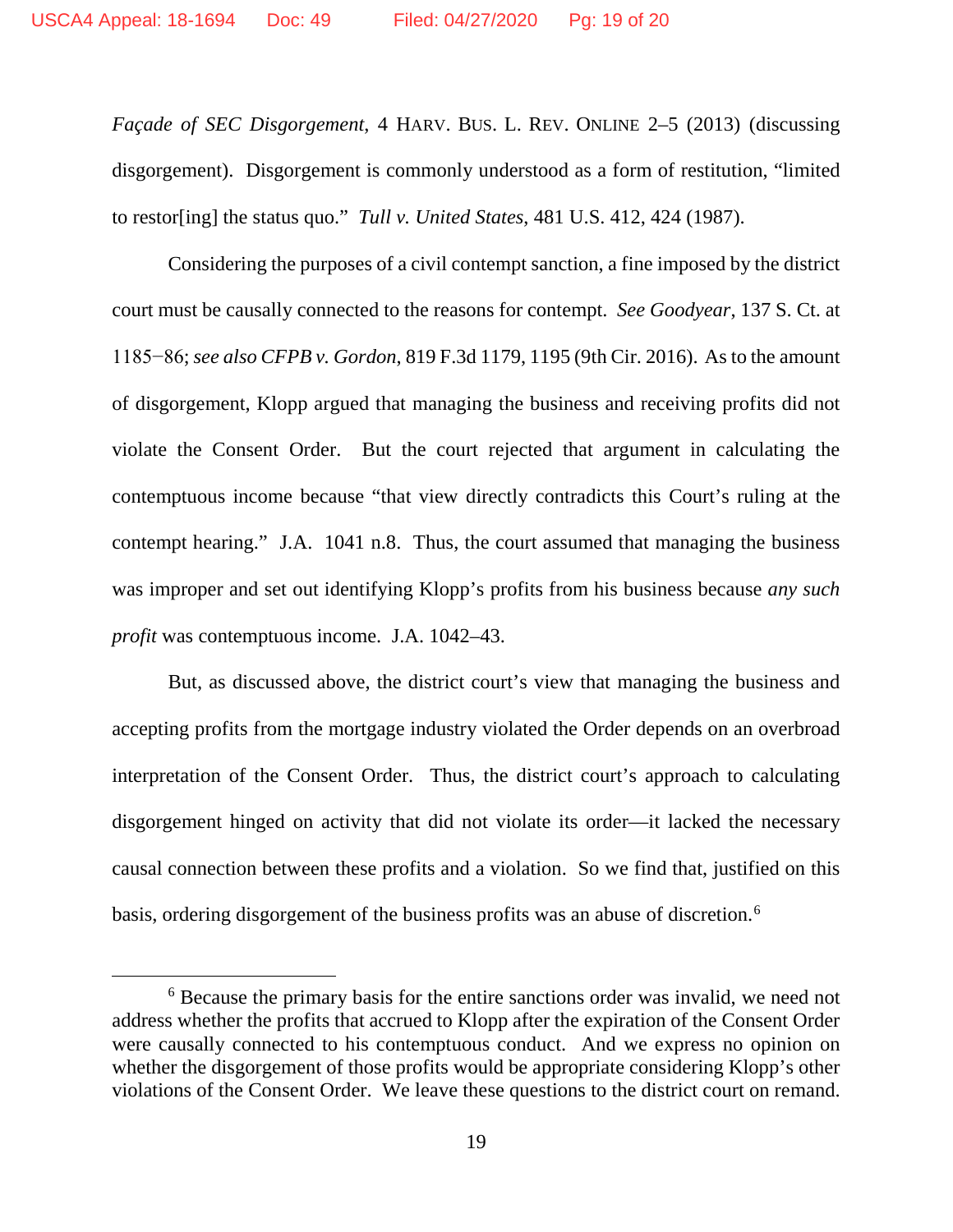*Façade of SEC Disgorgement*, 4 HARV. BUS. L. REV. ONLINE 2–5 (2013) (discussing disgorgement). Disgorgement is commonly understood as a form of restitution, "limited to restor[ing] the status quo." *Tull v. United States*, 481 U.S. 412, 424 (1987).

Considering the purposes of a civil contempt sanction, a fine imposed by the district court must be causally connected to the reasons for contempt. *See Goodyear*, 137 S. Ct. at 1185−86; *see also CFPB v. Gordon*, 819 F.3d 1179, 1195 (9th Cir. 2016). As to the amount of disgorgement, Klopp argued that managing the business and receiving profits did not violate the Consent Order. But the court rejected that argument in calculating the contemptuous income because "that view directly contradicts this Court's ruling at the contempt hearing." J.A. 1041 n.8. Thus, the court assumed that managing the business was improper and set out identifying Klopp's profits from his business because *any such profit* was contemptuous income. J.A. 1042–43.

But, as discussed above, the district court's view that managing the business and accepting profits from the mortgage industry violated the Order depends on an overbroad interpretation of the Consent Order. Thus, the district court's approach to calculating disgorgement hinged on activity that did not violate its order—it lacked the necessary causal connection between these profits and a violation. So we find that, justified on this basis, ordering disgorgement of the business profits was an abuse of discretion.[6]

[6] Because the primary basis for the entire sanctions order was invalid, we need not address whether the profits that accrued to Klopp after the expiration of the Consent Order were causally connected to his contemptuous conduct. And we express no opinion on whether the disgorgement of those profits would be appropriate considering Klopp's other violations of the Consent Order. We leave these questions to the district court on remand.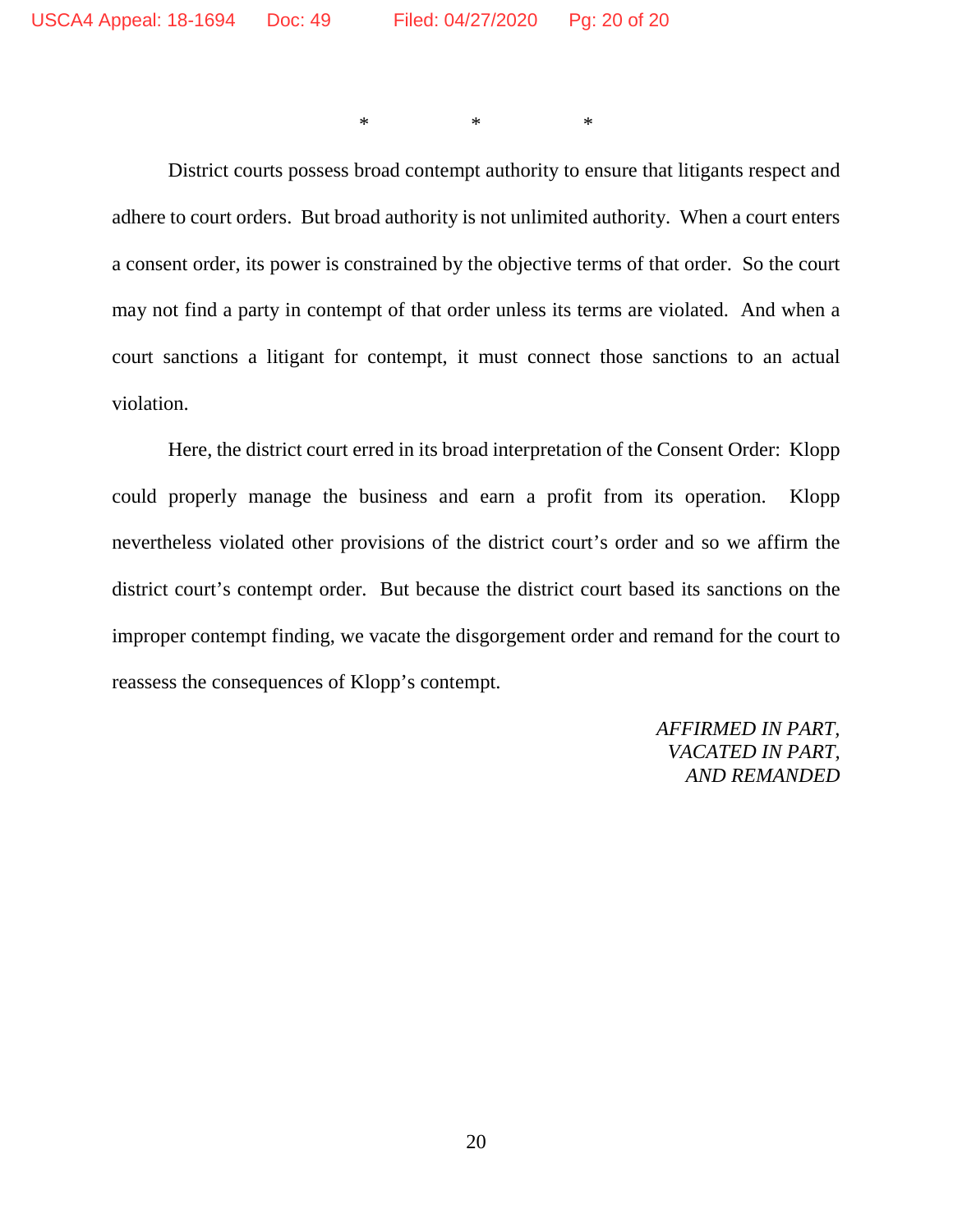\*    \*    \*

District courts possess broad contempt authority to ensure that litigants respect and adhere to court orders. But broad authority is not unlimited authority. When a court enters a consent order, its power is constrained by the objective terms of that order. So the court may not find a party in contempt of that order unless its terms are violated. And when a court sanctions a litigant for contempt, it must connect those sanctions to an actual violation.

Here, the district court erred in its broad interpretation of the Consent Order: Klopp could properly manage the business and earn a profit from its operation. Klopp nevertheless violated other provisions of the district court's order and so we affirm the district court's contempt order. But because the district court based its sanctions on the improper contempt finding, we vacate the disgorgement order and remand for the court to reassess the consequences of Klopp's contempt.

*AFFIRMED IN PART,*
*VACATED IN PART,*
*AND REMANDED*